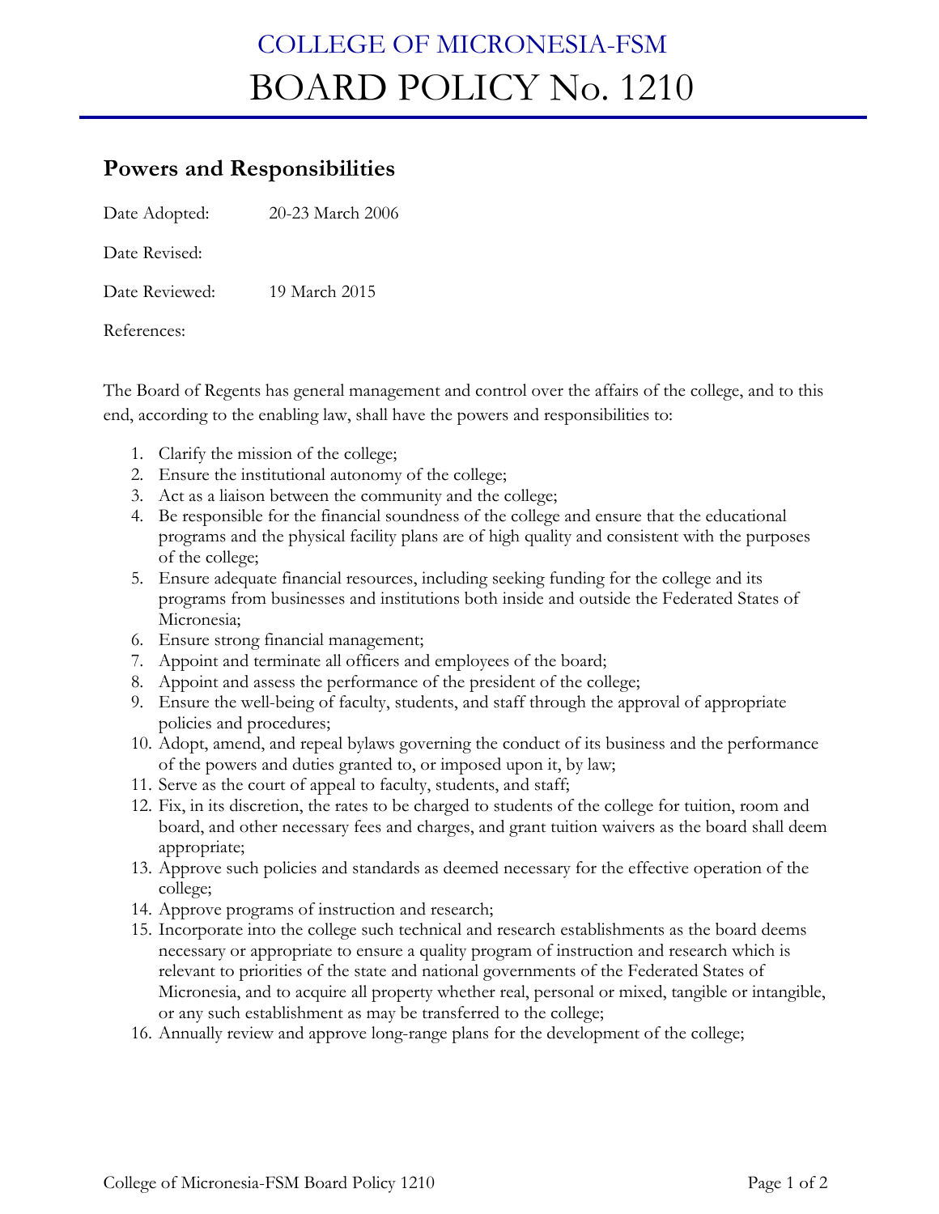# COLLEGE OF MICRONESIA-FSM
# BOARD POLICY No. 1210

## Powers and Responsibilities

Date Adopted: 20-23 March 2006

Date Revised:

Date Reviewed: 19 March 2015

References:

The Board of Regents has general management and control over the affairs of the college, and to this end, according to the enabling law, shall have the powers and responsibilities to:

1. Clarify the mission of the college;
2. Ensure the institutional autonomy of the college;
3. Act as a liaison between the community and the college;
4. Be responsible for the financial soundness of the college and ensure that the educational programs and the physical facility plans are of high quality and consistent with the purposes of the college;
5. Ensure adequate financial resources, including seeking funding for the college and its programs from businesses and institutions both inside and outside the Federated States of Micronesia;
6. Ensure strong financial management;
7. Appoint and terminate all officers and employees of the board;
8. Appoint and assess the performance of the president of the college;
9. Ensure the well-being of faculty, students, and staff through the approval of appropriate policies and procedures;
10. Adopt, amend, and repeal bylaws governing the conduct of its business and the performance of the powers and duties granted to, or imposed upon it, by law;
11. Serve as the court of appeal to faculty, students, and staff;
12. Fix, in its discretion, the rates to be charged to students of the college for tuition, room and board, and other necessary fees and charges, and grant tuition waivers as the board shall deem appropriate;
13. Approve such policies and standards as deemed necessary for the effective operation of the college;
14. Approve programs of instruction and research;
15. Incorporate into the college such technical and research establishments as the board deems necessary or appropriate to ensure a quality program of instruction and research which is relevant to priorities of the state and national governments of the Federated States of Micronesia, and to acquire all property whether real, personal or mixed, tangible or intangible, or any such establishment as may be transferred to the college;
16. Annually review and approve long-range plans for the development of the college;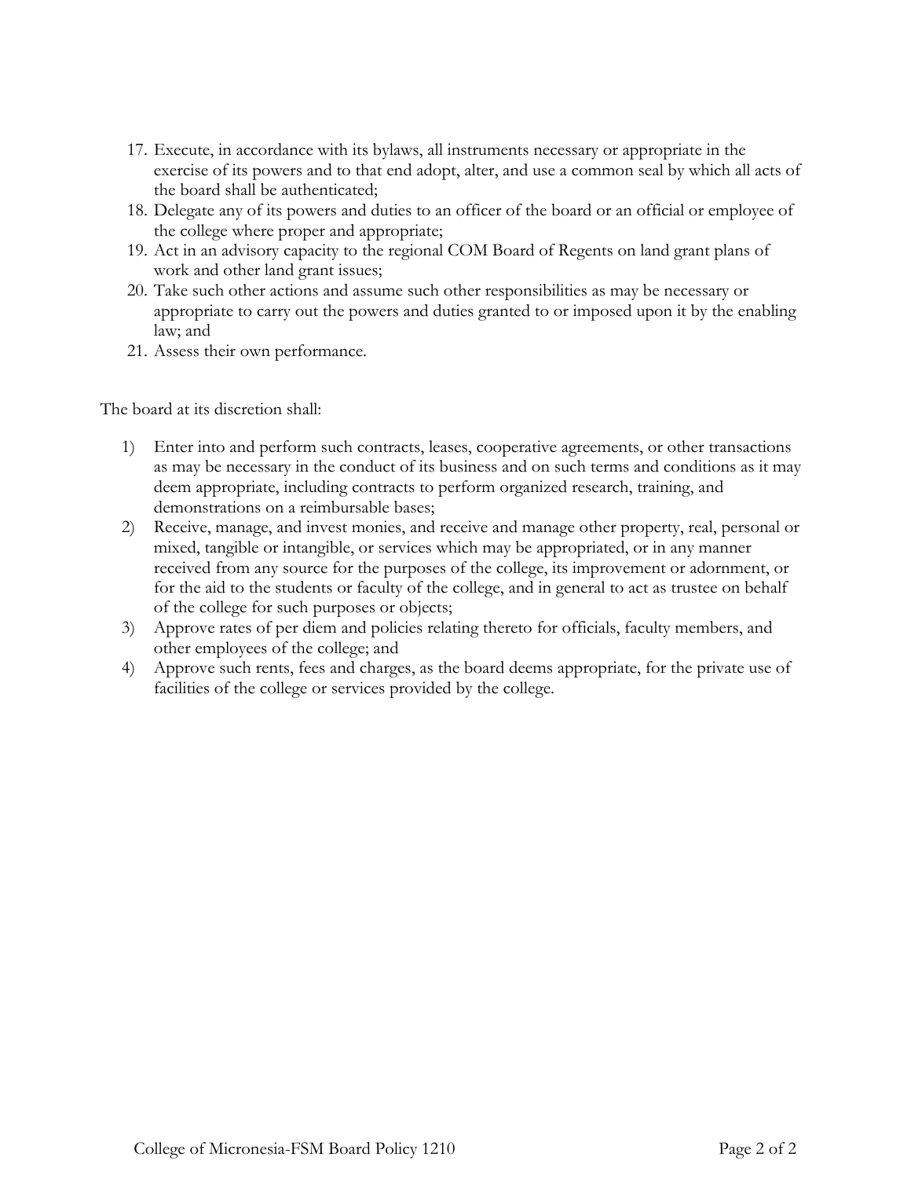17. Execute, in accordance with its bylaws, all instruments necessary or appropriate in the exercise of its powers and to that end adopt, alter, and use a common seal by which all acts of the board shall be authenticated;
18. Delegate any of its powers and duties to an officer of the board or an official or employee of the college where proper and appropriate;
19. Act in an advisory capacity to the regional COM Board of Regents on land grant plans of work and other land grant issues;
20. Take such other actions and assume such other responsibilities as may be necessary or appropriate to carry out the powers and duties granted to or imposed upon it by the enabling law; and
21. Assess their own performance.

The board at its discretion shall:

1) Enter into and perform such contracts, leases, cooperative agreements, or other transactions as may be necessary in the conduct of its business and on such terms and conditions as it may deem appropriate, including contracts to perform organized research, training, and demonstrations on a reimbursable bases;
2) Receive, manage, and invest monies, and receive and manage other property, real, personal or mixed, tangible or intangible, or services which may be appropriated, or in any manner received from any source for the purposes of the college, its improvement or adornment, or for the aid to the students or faculty of the college, and in general to act as trustee on behalf of the college for such purposes or objects;
3) Approve rates of per diem and policies relating thereto for officials, faculty members, and other employees of the college; and
4) Approve such rents, fees and charges, as the board deems appropriate, for the private use of facilities of the college or services provided by the college.